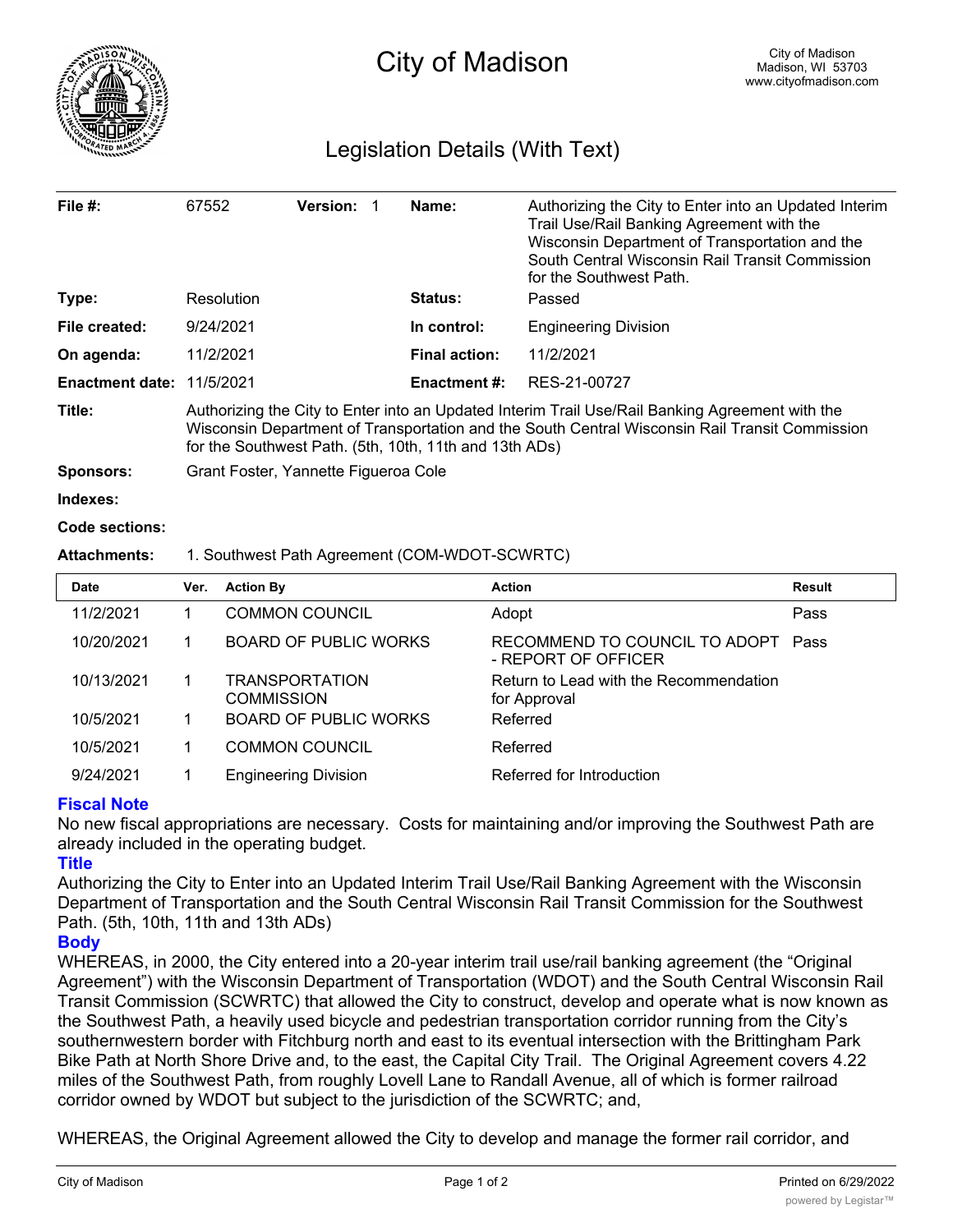# City of Madison

City of Madison
Madison, WI 53703
www.cityofmadison.com

## Legislation Details (With Text)

| | | | | | |
|---|---|---|---|---|---|
| **File #:** | 67552 | **Version:** 1 | | **Name:** | Authorizing the City to Enter into an Updated Interim Trail Use/Rail Banking Agreement with the Wisconsin Department of Transportation and the South Central Wisconsin Rail Transit Commission for the Southwest Path. |
| **Type:** | Resolution | | | **Status:** | Passed |
| **File created:** | 9/24/2021 | | | **In control:** | Engineering Division |
| **On agenda:** | 11/2/2021 | | | **Final action:** | 11/2/2021 |
| **Enactment date:** | 11/5/2021 | | | **Enactment #:** | RES-21-00727 |

**Title:** Authorizing the City to Enter into an Updated Interim Trail Use/Rail Banking Agreement with the Wisconsin Department of Transportation and the South Central Wisconsin Rail Transit Commission for the Southwest Path. (5th, 10th, 11th and 13th ADs)

**Sponsors:** Grant Foster, Yannette Figueroa Cole

**Indexes:**

**Code sections:**

**Attachments:** 1. Southwest Path Agreement (COM-WDOT-SCWRTC)

| Date | Ver. | Action By | Action | Result |
|---|---|---|---|---|
| 11/2/2021 | 1 | COMMON COUNCIL | Adopt | Pass |
| 10/20/2021 | 1 | BOARD OF PUBLIC WORKS | RECOMMEND TO COUNCIL TO ADOPT - REPORT OF OFFICER | Pass |
| 10/13/2021 | 1 | TRANSPORTATION COMMISSION | Return to Lead with the Recommendation for Approval | |
| 10/5/2021 | 1 | BOARD OF PUBLIC WORKS | Referred | |
| 10/5/2021 | 1 | COMMON COUNCIL | Referred | |
| 9/24/2021 | 1 | Engineering Division | Referred for Introduction | |

### Fiscal Note

No new fiscal appropriations are necessary. Costs for maintaining and/or improving the Southwest Path are already included in the operating budget.

### Title

Authorizing the City to Enter into an Updated Interim Trail Use/Rail Banking Agreement with the Wisconsin Department of Transportation and the South Central Wisconsin Rail Transit Commission for the Southwest Path. (5th, 10th, 11th and 13th ADs)

### Body

WHEREAS, in 2000, the City entered into a 20-year interim trail use/rail banking agreement (the "Original Agreement") with the Wisconsin Department of Transportation (WDOT) and the South Central Wisconsin Rail Transit Commission (SCWRTC) that allowed the City to construct, develop and operate what is now known as the Southwest Path, a heavily used bicycle and pedestrian transportation corridor running from the City's southernwestern border with Fitchburg north and east to its eventual intersection with the Brittingham Park Bike Path at North Shore Drive and, to the east, the Capital City Trail. The Original Agreement covers 4.22 miles of the Southwest Path, from roughly Lovell Lane to Randall Avenue, all of which is former railroad corridor owned by WDOT but subject to the jurisdiction of the SCWRTC; and,

WHEREAS, the Original Agreement allowed the City to develop and manage the former rail corridor, and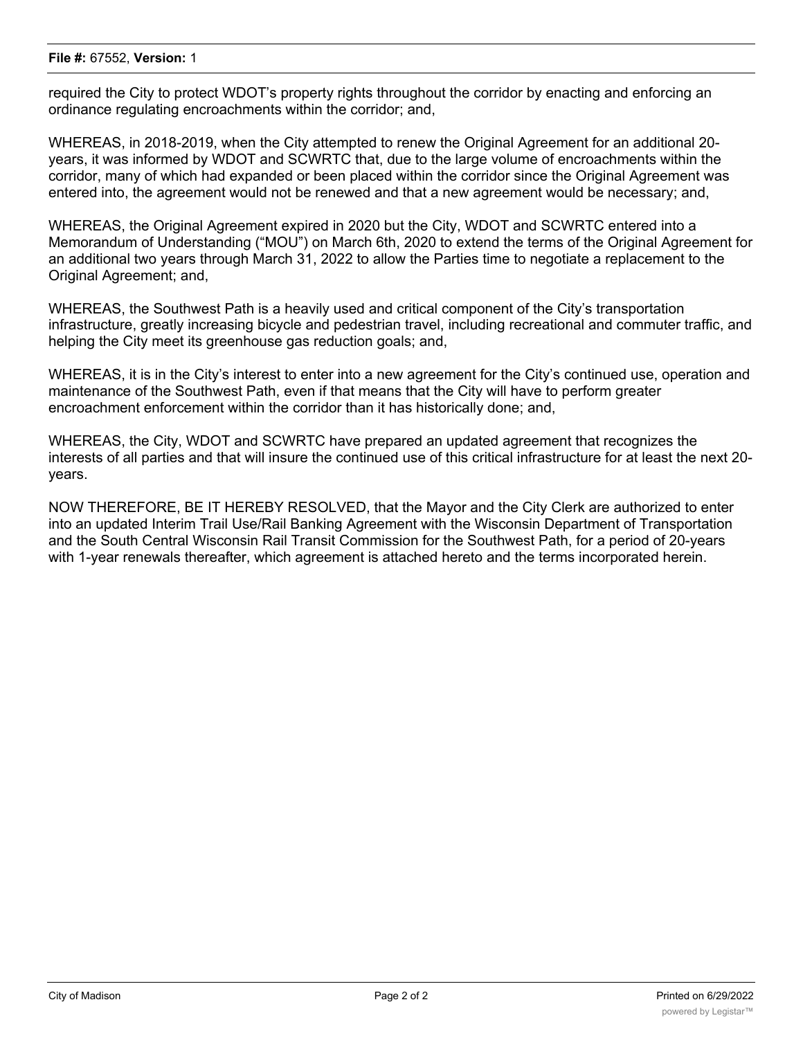required the City to protect WDOT's property rights throughout the corridor by enacting and enforcing an ordinance regulating encroachments within the corridor; and,

WHEREAS, in 2018-2019, when the City attempted to renew the Original Agreement for an additional 20-years, it was informed by WDOT and SCWRTC that, due to the large volume of encroachments within the corridor, many of which had expanded or been placed within the corridor since the Original Agreement was entered into, the agreement would not be renewed and that a new agreement would be necessary; and,

WHEREAS, the Original Agreement expired in 2020 but the City, WDOT and SCWRTC entered into a Memorandum of Understanding ("MOU") on March 6th, 2020 to extend the terms of the Original Agreement for an additional two years through March 31, 2022 to allow the Parties time to negotiate a replacement to the Original Agreement; and,

WHEREAS, the Southwest Path is a heavily used and critical component of the City's transportation infrastructure, greatly increasing bicycle and pedestrian travel, including recreational and commuter traffic, and helping the City meet its greenhouse gas reduction goals; and,

WHEREAS, it is in the City's interest to enter into a new agreement for the City's continued use, operation and maintenance of the Southwest Path, even if that means that the City will have to perform greater encroachment enforcement within the corridor than it has historically done; and,

WHEREAS, the City, WDOT and SCWRTC have prepared an updated agreement that recognizes the interests of all parties and that will insure the continued use of this critical infrastructure for at least the next 20-years.

NOW THEREFORE, BE IT HEREBY RESOLVED, that the Mayor and the City Clerk are authorized to enter into an updated Interim Trail Use/Rail Banking Agreement with the Wisconsin Department of Transportation and the South Central Wisconsin Rail Transit Commission for the Southwest Path, for a period of 20-years with 1-year renewals thereafter, which agreement is attached hereto and the terms incorporated herein.